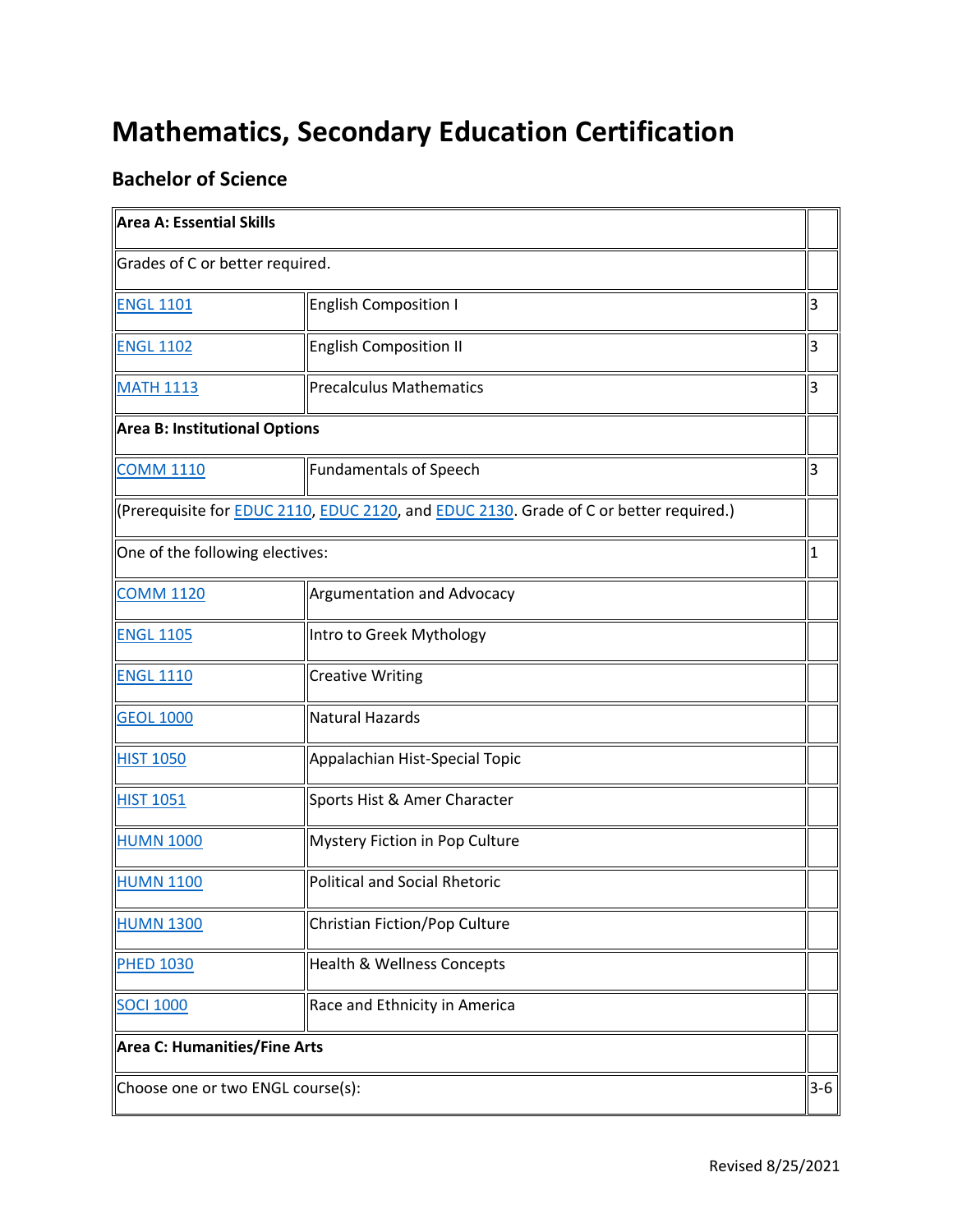# Mathematics, Secondary Education Certification

## Bachelor of Science

| Area A: Essential Skills | | |
|---|---|---|
| Grades of C or better required. | | |
| ENGL 1101 | English Composition I | 3 |
| ENGL 1102 | English Composition II | 3 |
| MATH 1113 | Precalculus Mathematics | 3 |
| **Area B: Institutional Options** | | |
| COMM 1110 | Fundamentals of Speech | 3 |
| (Prerequisite for EDUC 2110, EDUC 2120, and EDUC 2130. Grade of C or better required.) | | |
| One of the following electives: | | 1 |
| COMM 1120 | Argumentation and Advocacy | |
| ENGL 1105 | Intro to Greek Mythology | |
| ENGL 1110 | Creative Writing | |
| GEOL 1000 | Natural Hazards | |
| HIST 1050 | Appalachian Hist-Special Topic | |
| HIST 1051 | Sports Hist & Amer Character | |
| HUMN 1000 | Mystery Fiction in Pop Culture | |
| HUMN 1100 | Political and Social Rhetoric | |
| HUMN 1300 | Christian Fiction/Pop Culture | |
| PHED 1030 | Health & Wellness Concepts | |
| SOCI 1000 | Race and Ethnicity in America | |
| **Area C: Humanities/Fine Arts** | | |
| Choose one or two ENGL course(s): | | 3-6 |

Revised 8/25/2021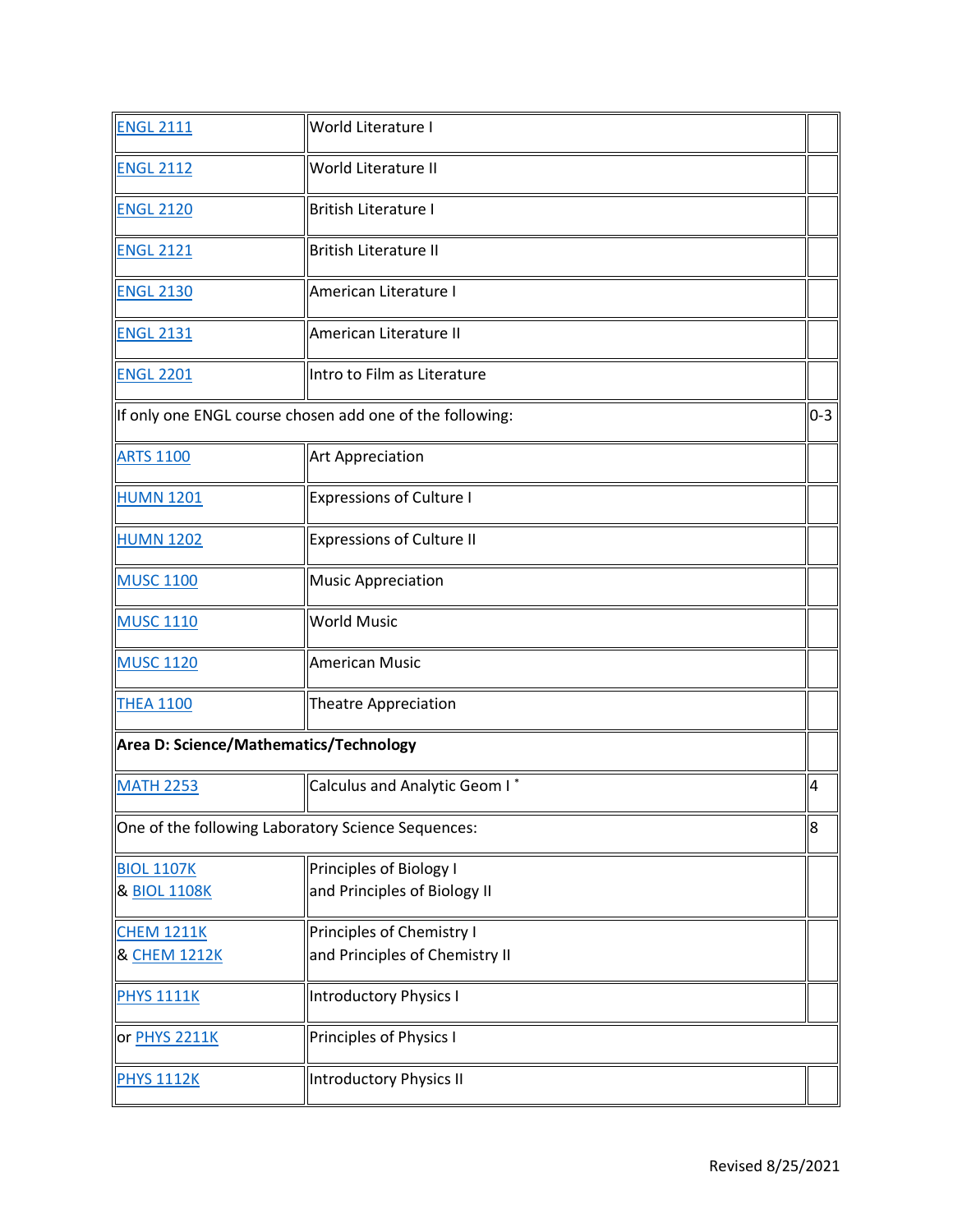| | | |
|---|---|---|
| ENGL 2111 | World Literature I | |
| ENGL 2112 | World Literature II | |
| ENGL 2120 | British Literature I | |
| ENGL 2121 | British Literature II | |
| ENGL 2130 | American Literature I | |
| ENGL 2131 | American Literature II | |
| ENGL 2201 | Intro to Film as Literature | |
| If only one ENGL course chosen add one of the following: | | 0-3 |
| ARTS 1100 | Art Appreciation | |
| HUMN 1201 | Expressions of Culture I | |
| HUMN 1202 | Expressions of Culture II | |
| MUSC 1100 | Music Appreciation | |
| MUSC 1110 | World Music | |
| MUSC 1120 | American Music | |
| THEA 1100 | Theatre Appreciation | |
| **Area D: Science/Mathematics/Technology** | | |
| MATH 2253 | Calculus and Analytic Geom I * | 4 |
| One of the following Laboratory Science Sequences: | | 8 |
| BIOL 1107K & BIOL 1108K | Principles of Biology I and Principles of Biology II | |
| CHEM 1211K & CHEM 1212K | Principles of Chemistry I and Principles of Chemistry II | |
| PHYS 1111K | Introductory Physics I | |
| or PHYS 2211K | Principles of Physics I | |
| PHYS 1112K | Introductory Physics II | |

Revised 8/25/2021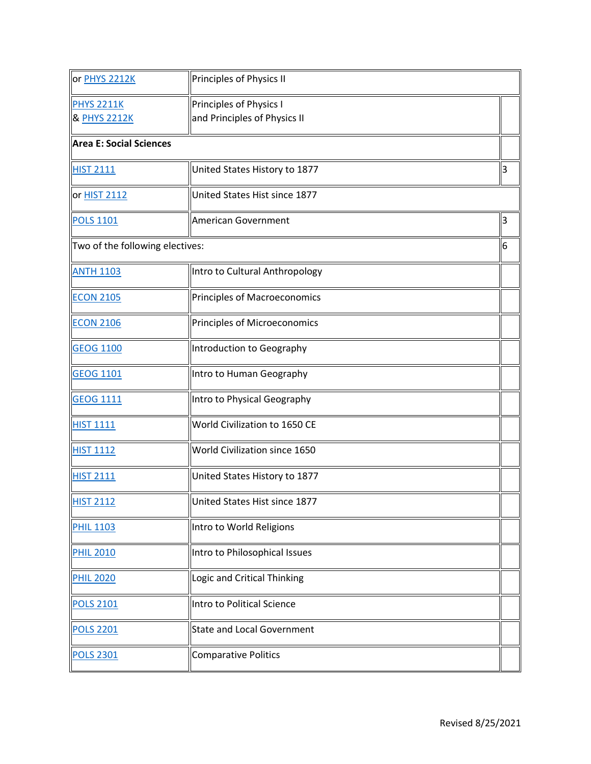| | | |
|---|---|---|
| or PHYS 2212K | Principles of Physics II | |
| PHYS 2211K<br>& PHYS 2212K | Principles of Physics I<br>and Principles of Physics II | |
| **Area E: Social Sciences** | | |
| HIST 2111 | United States History to 1877 | 3 |
| or HIST 2112 | United States Hist since 1877 | |
| POLS 1101 | American Government | 3 |
| Two of the following electives: | | 6 |
| ANTH 1103 | Intro to Cultural Anthropology | |
| ECON 2105 | Principles of Macroeconomics | |
| ECON 2106 | Principles of Microeconomics | |
| GEOG 1100 | Introduction to Geography | |
| GEOG 1101 | Intro to Human Geography | |
| GEOG 1111 | Intro to Physical Geography | |
| HIST 1111 | World Civilization to 1650 CE | |
| HIST 1112 | World Civilization since 1650 | |
| HIST 2111 | United States History to 1877 | |
| HIST 2112 | United States Hist since 1877 | |
| PHIL 1103 | Intro to World Religions | |
| PHIL 2010 | Intro to Philosophical Issues | |
| PHIL 2020 | Logic and Critical Thinking | |
| POLS 2101 | Intro to Political Science | |
| POLS 2201 | State and Local Government | |
| POLS 2301 | Comparative Politics | |

Revised 8/25/2021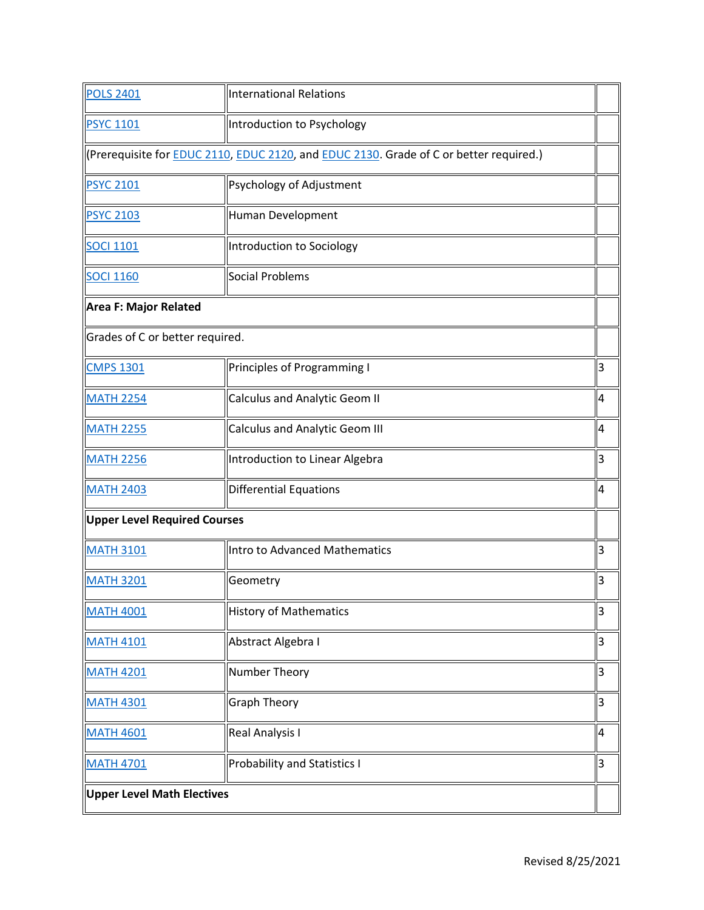| | | |
|---|---|---|
| POLS 2401 | International Relations | |
| PSYC 1101 | Introduction to Psychology | |
| (Prerequisite for EDUC 2110, EDUC 2120, and EDUC 2130. Grade of C or better required.) | | |
| PSYC 2101 | Psychology of Adjustment | |
| PSYC 2103 | Human Development | |
| SOCI 1101 | Introduction to Sociology | |
| SOCI 1160 | Social Problems | |
| **Area F: Major Related** | | |
| Grades of C or better required. | | |
| CMPS 1301 | Principles of Programming I | 3 |
| MATH 2254 | Calculus and Analytic Geom II | 4 |
| MATH 2255 | Calculus and Analytic Geom III | 4 |
| MATH 2256 | Introduction to Linear Algebra | 3 |
| MATH 2403 | Differential Equations | 4 |
| **Upper Level Required Courses** | | |
| MATH 3101 | Intro to Advanced Mathematics | 3 |
| MATH 3201 | Geometry | 3 |
| MATH 4001 | History of Mathematics | 3 |
| MATH 4101 | Abstract Algebra I | 3 |
| MATH 4201 | Number Theory | 3 |
| MATH 4301 | Graph Theory | 3 |
| MATH 4601 | Real Analysis I | 4 |
| MATH 4701 | Probability and Statistics I | 3 |
| **Upper Level Math Electives** | | |

Revised 8/25/2021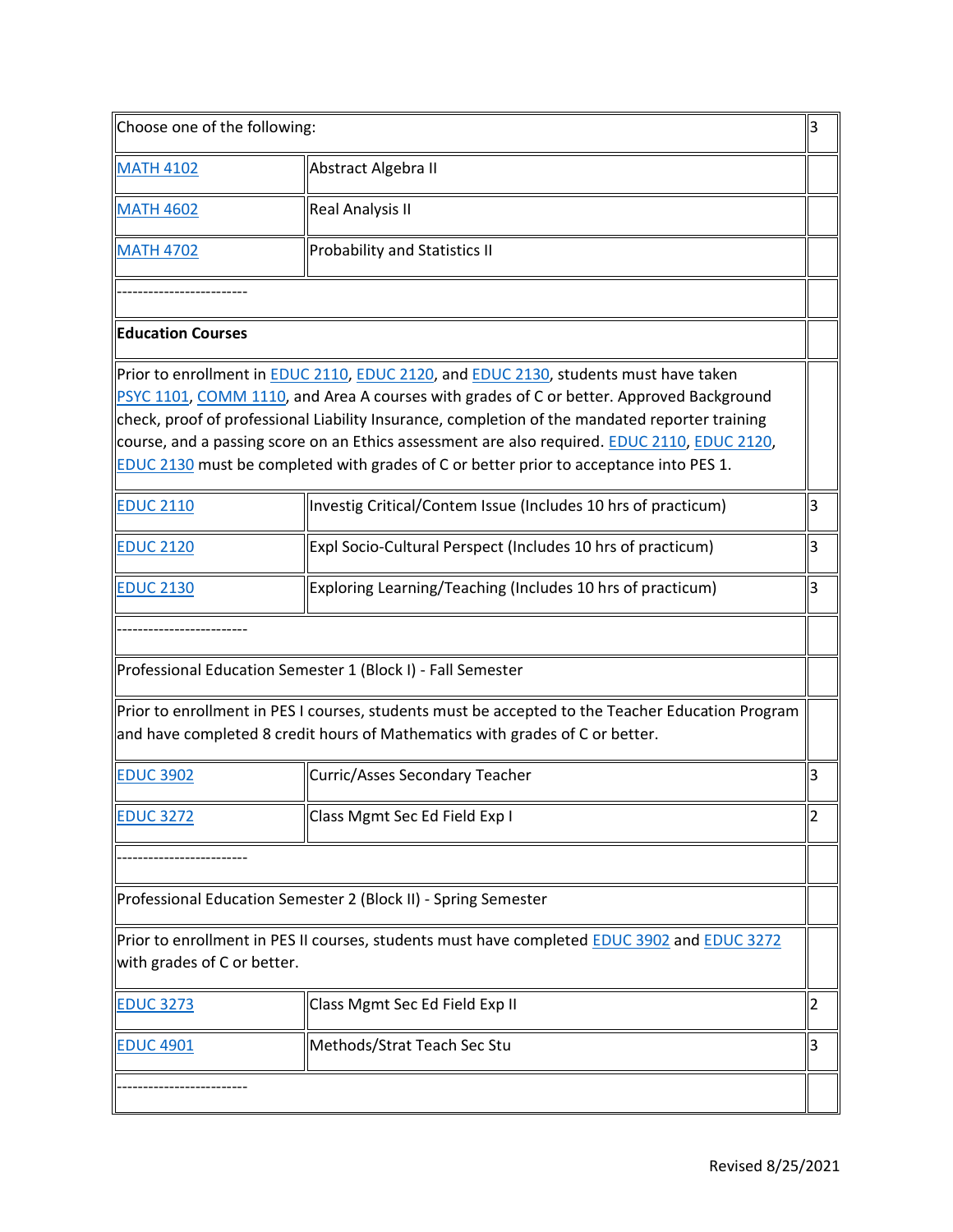| Choose one of the following: | | 3 |
|---|---|---|
| MATH 4102 | Abstract Algebra II | |
| MATH 4602 | Real Analysis II | |
| MATH 4702 | Probability and Statistics II | |
| ------------------------- | | |
| **Education Courses** | | |
| Prior to enrollment in EDUC 2110, EDUC 2120, and EDUC 2130, students must have taken PSYC 1101, COMM 1110, and Area A courses with grades of C or better. Approved Background check, proof of professional Liability Insurance, completion of the mandated reporter training course, and a passing score on an Ethics assessment are also required. EDUC 2110, EDUC 2120, EDUC 2130 must be completed with grades of C or better prior to acceptance into PES 1. | | |
| EDUC 2110 | Investig Critical/Contem Issue (Includes 10 hrs of practicum) | 3 |
| EDUC 2120 | Expl Socio-Cultural Perspect (Includes 10 hrs of practicum) | 3 |
| EDUC 2130 | Exploring Learning/Teaching (Includes 10 hrs of practicum) | 3 |
| ------------------------- | | |
| Professional Education Semester 1 (Block I) - Fall Semester | | |
| Prior to enrollment in PES I courses, students must be accepted to the Teacher Education Program and have completed 8 credit hours of Mathematics with grades of C or better. | | |
| EDUC 3902 | Curric/Asses Secondary Teacher | 3 |
| EDUC 3272 | Class Mgmt Sec Ed Field Exp I | 2 |
| ------------------------- | | |
| Professional Education Semester 2 (Block II) - Spring Semester | | |
| Prior to enrollment in PES II courses, students must have completed EDUC 3902 and EDUC 3272 with grades of C or better. | | |
| EDUC 3273 | Class Mgmt Sec Ed Field Exp II | 2 |
| EDUC 4901 | Methods/Strat Teach Sec Stu | 3 |
| ------------------------- | | |

Revised 8/25/2021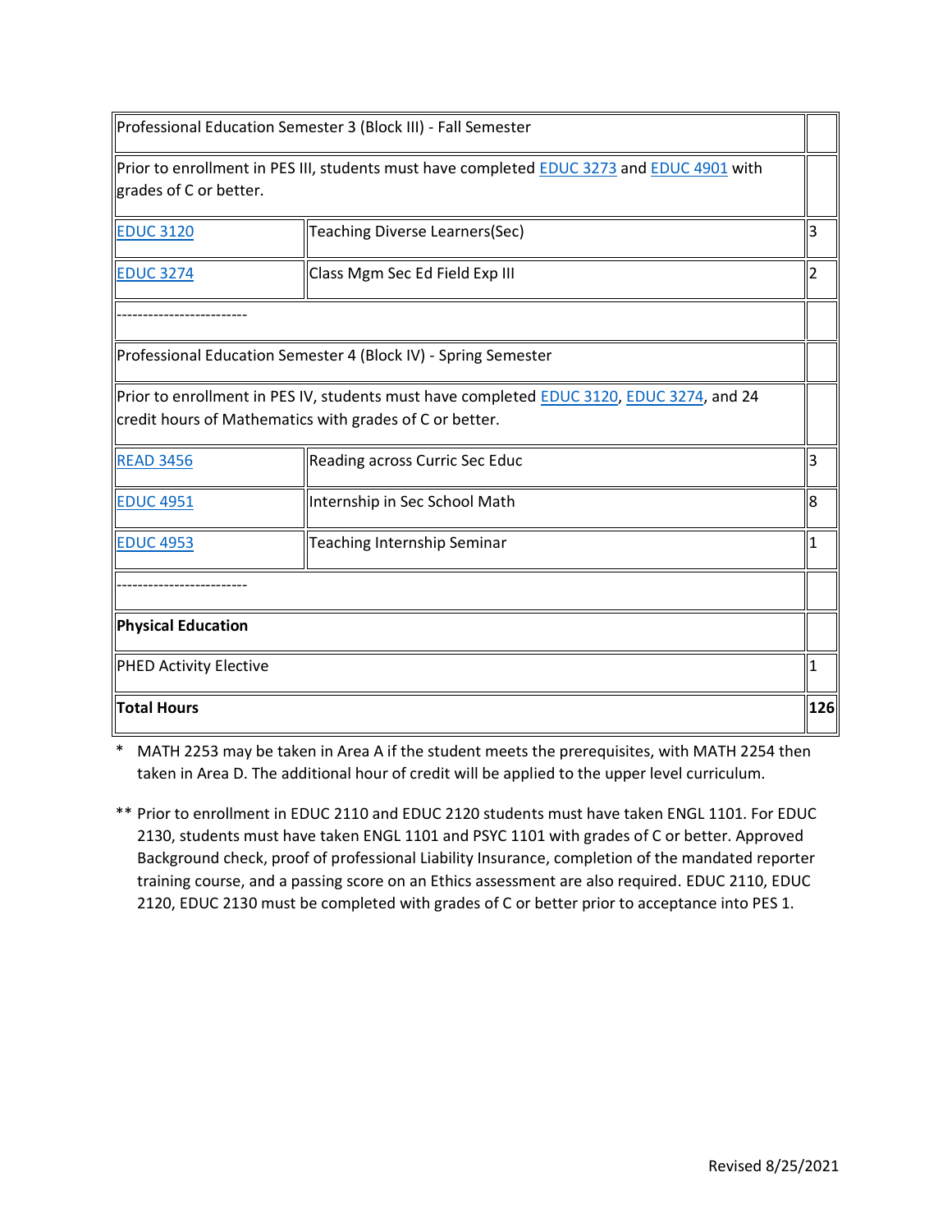| | | |
|---|---|---|
| Professional Education Semester 3 (Block III) - Fall Semester | | |
| Prior to enrollment in PES III, students must have completed EDUC 3273 and EDUC 4901 with grades of C or better. | | |
| EDUC 3120 | Teaching Diverse Learners(Sec) | 3 |
| EDUC 3274 | Class Mgm Sec Ed Field Exp III | 2 |
| ------------------------- | | |
| Professional Education Semester 4 (Block IV) - Spring Semester | | |
| Prior to enrollment in PES IV, students must have completed EDUC 3120, EDUC 3274, and 24 credit hours of Mathematics with grades of C or better. | | |
| READ 3456 | Reading across Curric Sec Educ | 3 |
| EDUC 4951 | Internship in Sec School Math | 8 |
| EDUC 4953 | Teaching Internship Seminar | 1 |
| ------------------------- | | |
| **Physical Education** | | |
| PHED Activity Elective | | 1 |
| **Total Hours** | | **126** |

\* MATH 2253 may be taken in Area A if the student meets the prerequisites, with MATH 2254 then taken in Area D. The additional hour of credit will be applied to the upper level curriculum.

** Prior to enrollment in EDUC 2110 and EDUC 2120 students must have taken ENGL 1101. For EDUC 2130, students must have taken ENGL 1101 and PSYC 1101 with grades of C or better. Approved Background check, proof of professional Liability Insurance, completion of the mandated reporter training course, and a passing score on an Ethics assessment are also required. EDUC 2110, EDUC 2120, EDUC 2130 must be completed with grades of C or better prior to acceptance into PES 1.

Revised 8/25/2021